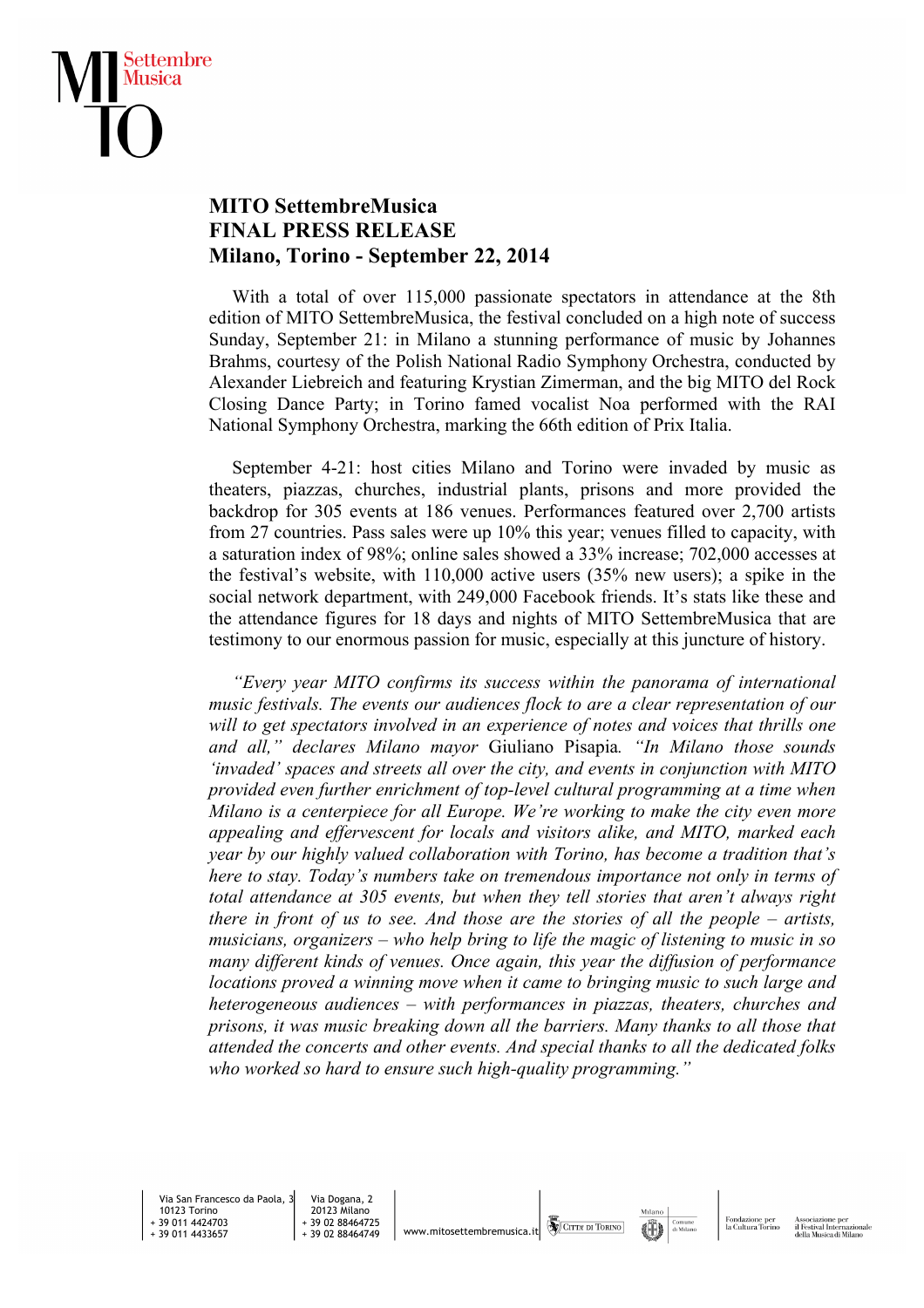# MITO SettembreMusica
## FINAL PRESS RELEASE
## Milano, Torino - September 22, 2014

With a total of over 115,000 passionate spectators in attendance at the 8th edition of MITO SettembreMusica, the festival concluded on a high note of success Sunday, September 21: in Milano a stunning performance of music by Johannes Brahms, courtesy of the Polish National Radio Symphony Orchestra, conducted by Alexander Liebreich and featuring Krystian Zimerman, and the big MITO del Rock Closing Dance Party; in Torino famed vocalist Noa performed with the RAI National Symphony Orchestra, marking the 66th edition of Prix Italia.

September 4-21: host cities Milano and Torino were invaded by music as theaters, piazzas, churches, industrial plants, prisons and more provided the backdrop for 305 events at 186 venues. Performances featured over 2,700 artists from 27 countries. Pass sales were up 10% this year; venues filled to capacity, with a saturation index of 98%; online sales showed a 33% increase; 702,000 accesses at the festival's website, with 110,000 active users (35% new users); a spike in the social network department, with 249,000 Facebook friends. It's stats like these and the attendance figures for 18 days and nights of MITO SettembreMusica that are testimony to our enormous passion for music, especially at this juncture of history.

*"Every year MITO confirms its success within the panorama of international music festivals. The events our audiences flock to are a clear representation of our will to get spectators involved in an experience of notes and voices that thrills one and all," declares Milano mayor* Giuliano Pisapia*. "In Milano those sounds 'invaded' spaces and streets all over the city, and events in conjunction with MITO provided even further enrichment of top-level cultural programming at a time when Milano is a centerpiece for all Europe. We're working to make the city even more appealing and effervescent for locals and visitors alike, and MITO, marked each year by our highly valued collaboration with Torino, has become a tradition that's here to stay. Today's numbers take on tremendous importance not only in terms of total attendance at 305 events, but when they tell stories that aren't always right there in front of us to see. And those are the stories of all the people – artists, musicians, organizers – who help bring to life the magic of listening to music in so many different kinds of venues. Once again, this year the diffusion of performance locations proved a winning move when it came to bringing music to such large and heterogeneous audiences – with performances in piazzas, theaters, churches and prisons, it was music breaking down all the barriers. Many thanks to all those that attended the concerts and other events. And special thanks to all the dedicated folks who worked so hard to ensure such high-quality programming."*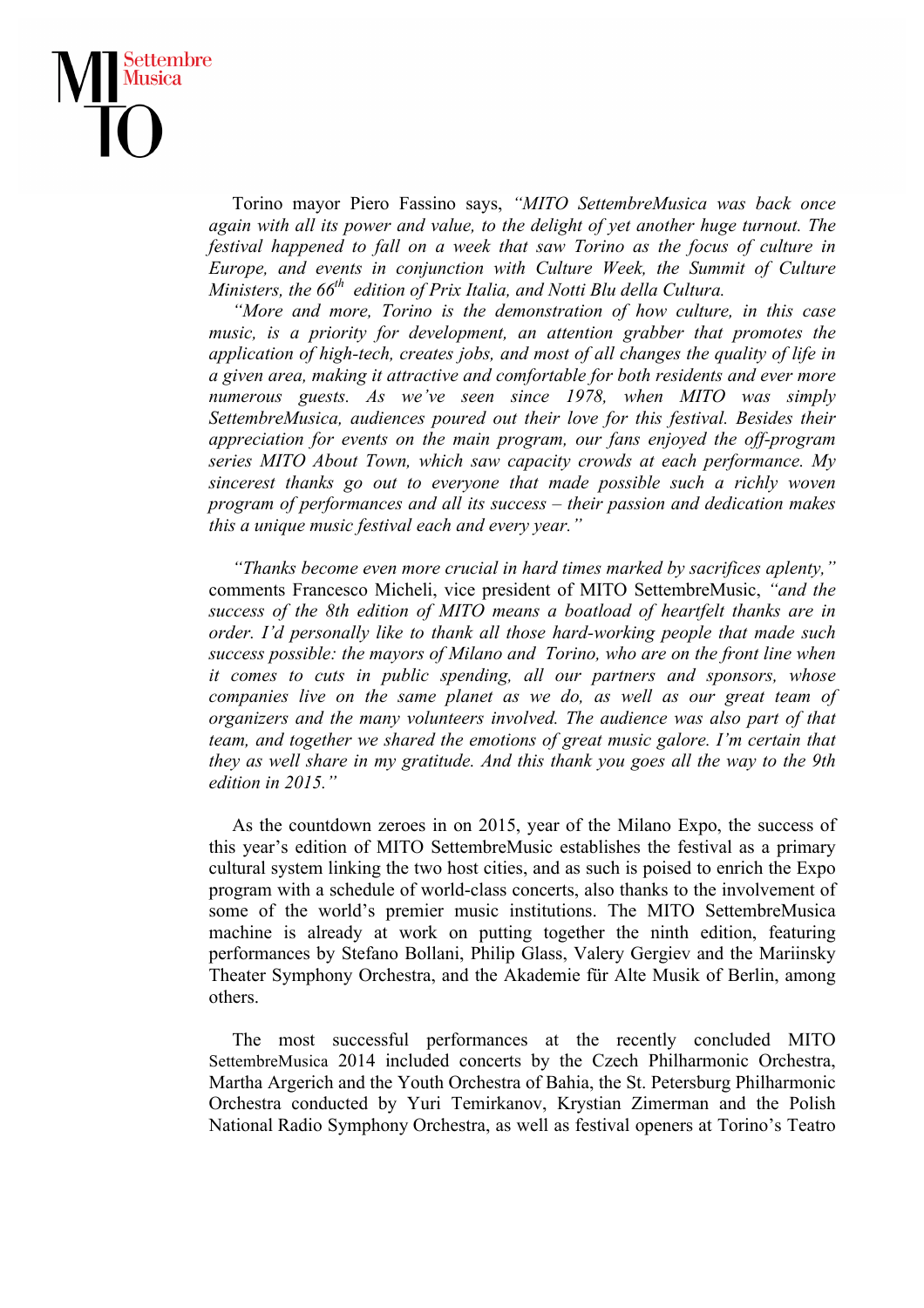Torino mayor Piero Fassino says, *"MITO SettembreMusica was back once again with all its power and value, to the delight of yet another huge turnout. The festival happened to fall on a week that saw Torino as the focus of culture in Europe, and events in conjunction with Culture Week, the Summit of Culture Ministers, the 66th edition of Prix Italia, and Notti Blu della Cultura.*

*"More and more, Torino is the demonstration of how culture, in this case music, is a priority for development, an attention grabber that promotes the application of high-tech, creates jobs, and most of all changes the quality of life in a given area, making it attractive and comfortable for both residents and ever more numerous guests. As we've seen since 1978, when MITO was simply SettembreMusica, audiences poured out their love for this festival. Besides their appreciation for events on the main program, our fans enjoyed the off-program series MITO About Town, which saw capacity crowds at each performance. My sincerest thanks go out to everyone that made possible such a richly woven program of performances and all its success – their passion and dedication makes this a unique music festival each and every year."*

*"Thanks become even more crucial in hard times marked by sacrifices aplenty,"* comments Francesco Micheli, vice president of MITO SettembreMusic, *"and the success of the 8th edition of MITO means a boatload of heartfelt thanks are in order. I'd personally like to thank all those hard-working people that made such success possible: the mayors of Milano and Torino, who are on the front line when it comes to cuts in public spending, all our partners and sponsors, whose companies live on the same planet as we do, as well as our great team of organizers and the many volunteers involved. The audience was also part of that team, and together we shared the emotions of great music galore. I'm certain that they as well share in my gratitude. And this thank you goes all the way to the 9th edition in 2015."*

As the countdown zeroes in on 2015, year of the Milano Expo, the success of this year's edition of MITO SettembreMusic establishes the festival as a primary cultural system linking the two host cities, and as such is poised to enrich the Expo program with a schedule of world-class concerts, also thanks to the involvement of some of the world's premier music institutions. The MITO SettembreMusica machine is already at work on putting together the ninth edition, featuring performances by Stefano Bollani, Philip Glass, Valery Gergiev and the Mariinsky Theater Symphony Orchestra, and the Akademie für Alte Musik of Berlin, among others.

The most successful performances at the recently concluded MITO SettembreMusica 2014 included concerts by the Czech Philharmonic Orchestra, Martha Argerich and the Youth Orchestra of Bahia, the St. Petersburg Philharmonic Orchestra conducted by Yuri Temirkanov, Krystian Zimerman and the Polish National Radio Symphony Orchestra, as well as festival openers at Torino's Teatro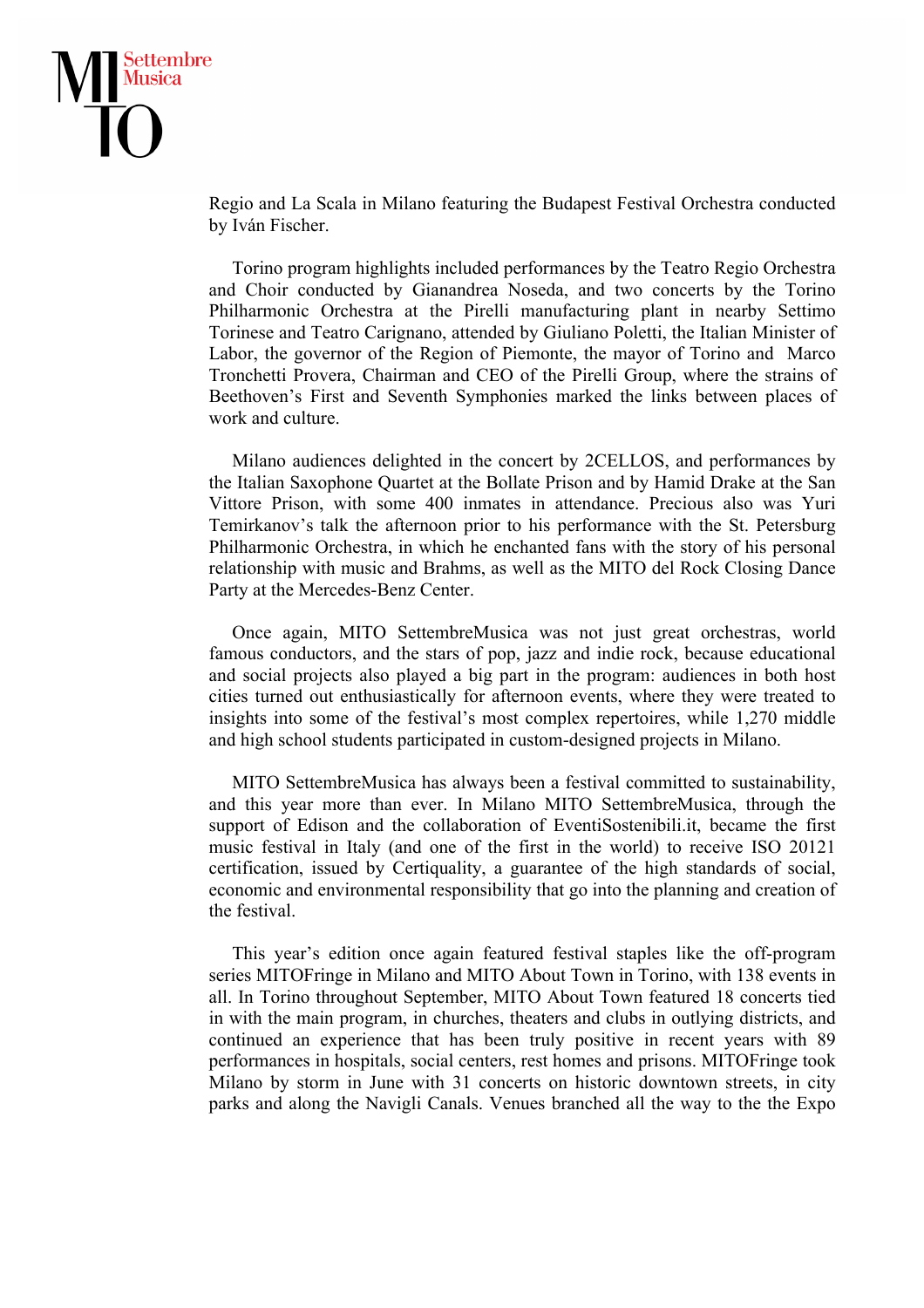Regio and La Scala in Milano featuring the Budapest Festival Orchestra conducted by Iván Fischer.

Torino program highlights included performances by the Teatro Regio Orchestra and Choir conducted by Gianandrea Noseda, and two concerts by the Torino Philharmonic Orchestra at the Pirelli manufacturing plant in nearby Settimo Torinese and Teatro Carignano, attended by Giuliano Poletti, the Italian Minister of Labor, the governor of the Region of Piemonte, the mayor of Torino and Marco Tronchetti Provera, Chairman and CEO of the Pirelli Group, where the strains of Beethoven's First and Seventh Symphonies marked the links between places of work and culture.

Milano audiences delighted in the concert by 2CELLOS, and performances by the Italian Saxophone Quartet at the Bollate Prison and by Hamid Drake at the San Vittore Prison, with some 400 inmates in attendance. Precious also was Yuri Temirkanov's talk the afternoon prior to his performance with the St. Petersburg Philharmonic Orchestra, in which he enchanted fans with the story of his personal relationship with music and Brahms, as well as the MITO del Rock Closing Dance Party at the Mercedes-Benz Center.

Once again, MITO SettembreMusica was not just great orchestras, world famous conductors, and the stars of pop, jazz and indie rock, because educational and social projects also played a big part in the program: audiences in both host cities turned out enthusiastically for afternoon events, where they were treated to insights into some of the festival's most complex repertoires, while 1,270 middle and high school students participated in custom-designed projects in Milano.

MITO SettembreMusica has always been a festival committed to sustainability, and this year more than ever. In Milano MITO SettembreMusica, through the support of Edison and the collaboration of EventiSostenibili.it, became the first music festival in Italy (and one of the first in the world) to receive ISO 20121 certification, issued by Certiquality, a guarantee of the high standards of social, economic and environmental responsibility that go into the planning and creation of the festival.

This year's edition once again featured festival staples like the off-program series MITOFringe in Milano and MITO About Town in Torino, with 138 events in all. In Torino throughout September, MITO About Town featured 18 concerts tied in with the main program, in churches, theaters and clubs in outlying districts, and continued an experience that has been truly positive in recent years with 89 performances in hospitals, social centers, rest homes and prisons. MITOFringe took Milano by storm in June with 31 concerts on historic downtown streets, in city parks and along the Navigli Canals. Venues branched all the way to the the Expo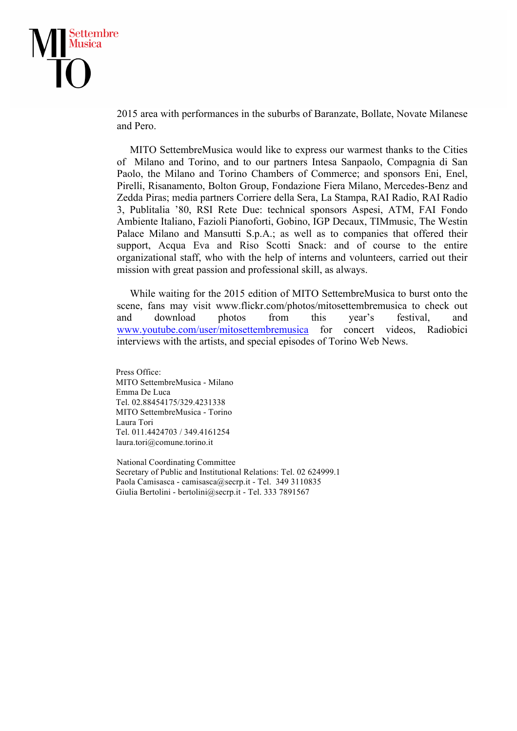2015 area with performances in the suburbs of Baranzate, Bollate, Novate Milanese and Pero.

MITO SettembreMusica would like to express our warmest thanks to the Cities of Milano and Torino, and to our partners Intesa Sanpaolo, Compagnia di San Paolo, the Milano and Torino Chambers of Commerce; and sponsors Eni, Enel, Pirelli, Risanamento, Bolton Group, Fondazione Fiera Milano, Mercedes-Benz and Zedda Piras; media partners Corriere della Sera, La Stampa, RAI Radio, RAI Radio 3, Publitalia '80, RSI Rete Due: technical sponsors Aspesi, ATM, FAI Fondo Ambiente Italiano, Fazioli Pianoforti, Gobino, IGP Decaux, TIMmusic, The Westin Palace Milano and Mansutti S.p.A.; as well as to companies that offered their support, Acqua Eva and Riso Scotti Snack: and of course to the entire organizational staff, who with the help of interns and volunteers, carried out their mission with great passion and professional skill, as always.

While waiting for the 2015 edition of MITO SettembreMusica to burst onto the scene, fans may visit www.flickr.com/photos/mitosettembremusica to check out and download photos from this year's festival, and www.youtube.com/user/mitosettembremusica for concert videos, Radiobici interviews with the artists, and special episodes of Torino Web News.

Press Office:
MITO SettembreMusica - Milano
Emma De Luca
Tel. 02.88454175/329.4231338
MITO SettembreMusica - Torino
Laura Tori
Tel. 011.4424703 / 349.4161254
laura.tori@comune.torino.it

National Coordinating Committee
Secretary of Public and Institutional Relations: Tel. 02 624999.1
Paola Camisasca - camisasca@secrp.it - Tel. 349 3110835
Giulia Bertolini - bertolini@secrp.it - Tel. 333 7891567